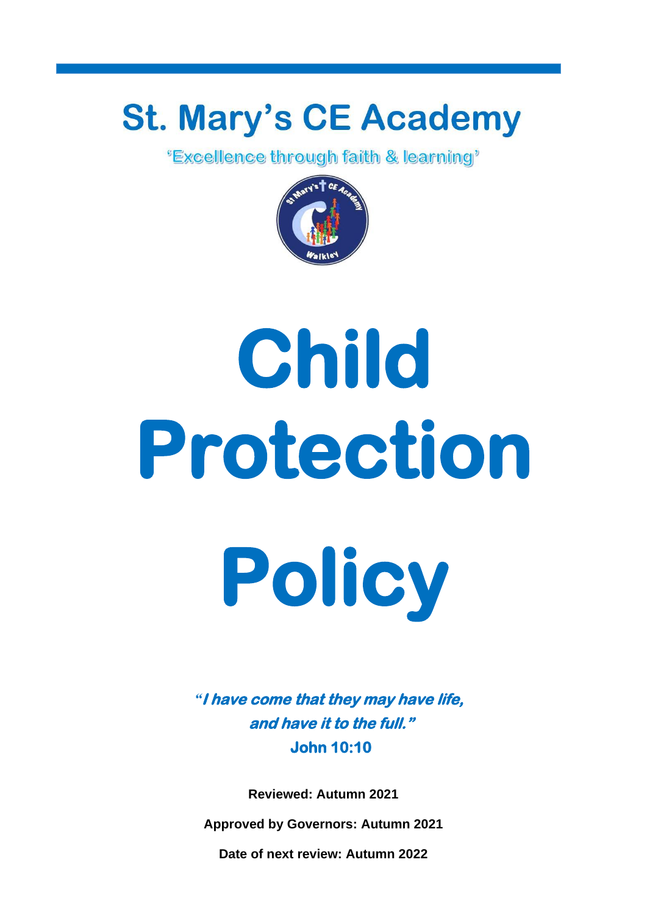# St. Mary's CE Academy

'Excellence through faith & learning'

# Child Protection Policy

***"I have come that they may have life, and have it to the full."***

**John 10:10**

**Reviewed: Autumn 2021**

**Approved by Governors: Autumn 2021**

**Date of next review: Autumn 2022**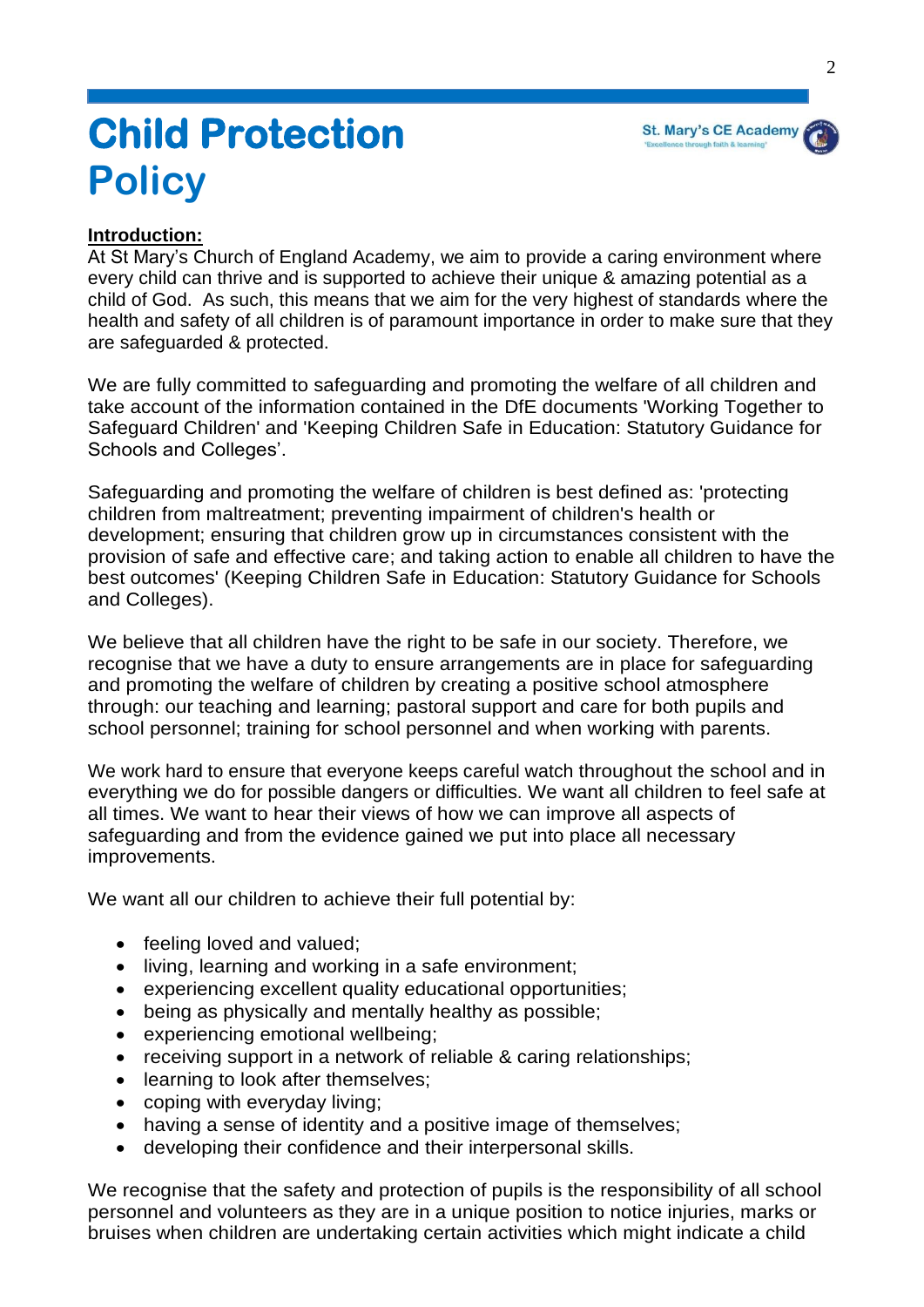# Child Protection Policy

**Introduction:**

At St Mary's Church of England Academy, we aim to provide a caring environment where every child can thrive and is supported to achieve their unique & amazing potential as a child of God. As such, this means that we aim for the very highest of standards where the health and safety of all children is of paramount importance in order to make sure that they are safeguarded & protected.

We are fully committed to safeguarding and promoting the welfare of all children and take account of the information contained in the DfE documents 'Working Together to Safeguard Children' and 'Keeping Children Safe in Education: Statutory Guidance for Schools and Colleges'.

Safeguarding and promoting the welfare of children is best defined as: 'protecting children from maltreatment; preventing impairment of children's health or development; ensuring that children grow up in circumstances consistent with the provision of safe and effective care; and taking action to enable all children to have the best outcomes' (Keeping Children Safe in Education: Statutory Guidance for Schools and Colleges).

We believe that all children have the right to be safe in our society. Therefore, we recognise that we have a duty to ensure arrangements are in place for safeguarding and promoting the welfare of children by creating a positive school atmosphere through: our teaching and learning; pastoral support and care for both pupils and school personnel; training for school personnel and when working with parents.

We work hard to ensure that everyone keeps careful watch throughout the school and in everything we do for possible dangers or difficulties. We want all children to feel safe at all times. We want to hear their views of how we can improve all aspects of safeguarding and from the evidence gained we put into place all necessary improvements.

We want all our children to achieve their full potential by:

- feeling loved and valued;
- living, learning and working in a safe environment;
- experiencing excellent quality educational opportunities;
- being as physically and mentally healthy as possible;
- experiencing emotional wellbeing;
- receiving support in a network of reliable & caring relationships;
- learning to look after themselves;
- coping with everyday living;
- having a sense of identity and a positive image of themselves;
- developing their confidence and their interpersonal skills.

We recognise that the safety and protection of pupils is the responsibility of all school personnel and volunteers as they are in a unique position to notice injuries, marks or bruises when children are undertaking certain activities which might indicate a child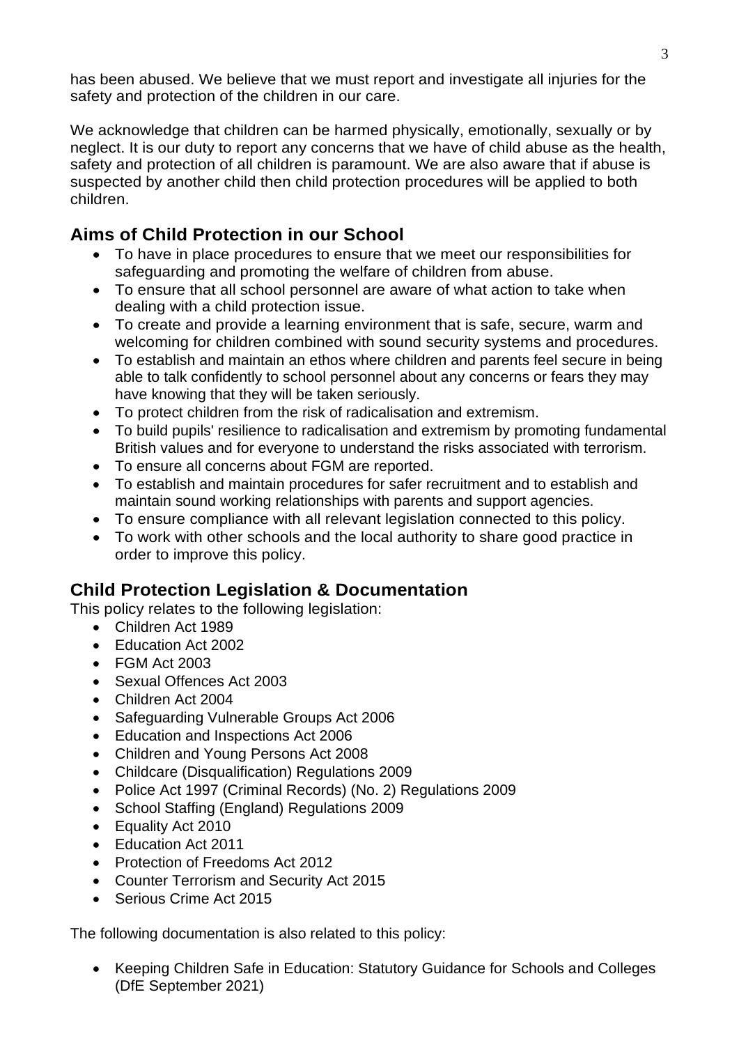has been abused. We believe that we must report and investigate all injuries for the safety and protection of the children in our care.

We acknowledge that children can be harmed physically, emotionally, sexually or by neglect. It is our duty to report any concerns that we have of child abuse as the health, safety and protection of all children is paramount. We are also aware that if abuse is suspected by another child then child protection procedures will be applied to both children.

## Aims of Child Protection in our School

- To have in place procedures to ensure that we meet our responsibilities for safeguarding and promoting the welfare of children from abuse.
- To ensure that all school personnel are aware of what action to take when dealing with a child protection issue.
- To create and provide a learning environment that is safe, secure, warm and welcoming for children combined with sound security systems and procedures.
- To establish and maintain an ethos where children and parents feel secure in being able to talk confidently to school personnel about any concerns or fears they may have knowing that they will be taken seriously.
- To protect children from the risk of radicalisation and extremism.
- To build pupils' resilience to radicalisation and extremism by promoting fundamental British values and for everyone to understand the risks associated with terrorism.
- To ensure all concerns about FGM are reported.
- To establish and maintain procedures for safer recruitment and to establish and maintain sound working relationships with parents and support agencies.
- To ensure compliance with all relevant legislation connected to this policy.
- To work with other schools and the local authority to share good practice in order to improve this policy.

## Child Protection Legislation & Documentation

This policy relates to the following legislation:

- Children Act 1989
- Education Act 2002
- FGM Act 2003
- Sexual Offences Act 2003
- Children Act 2004
- Safeguarding Vulnerable Groups Act 2006
- Education and Inspections Act 2006
- Children and Young Persons Act 2008
- Childcare (Disqualification) Regulations 2009
- Police Act 1997 (Criminal Records) (No. 2) Regulations 2009
- School Staffing (England) Regulations 2009
- Equality Act 2010
- Education Act 2011
- Protection of Freedoms Act 2012
- Counter Terrorism and Security Act 2015
- Serious Crime Act 2015

The following documentation is also related to this policy:

- Keeping Children Safe in Education: Statutory Guidance for Schools and Colleges (DfE September 2021)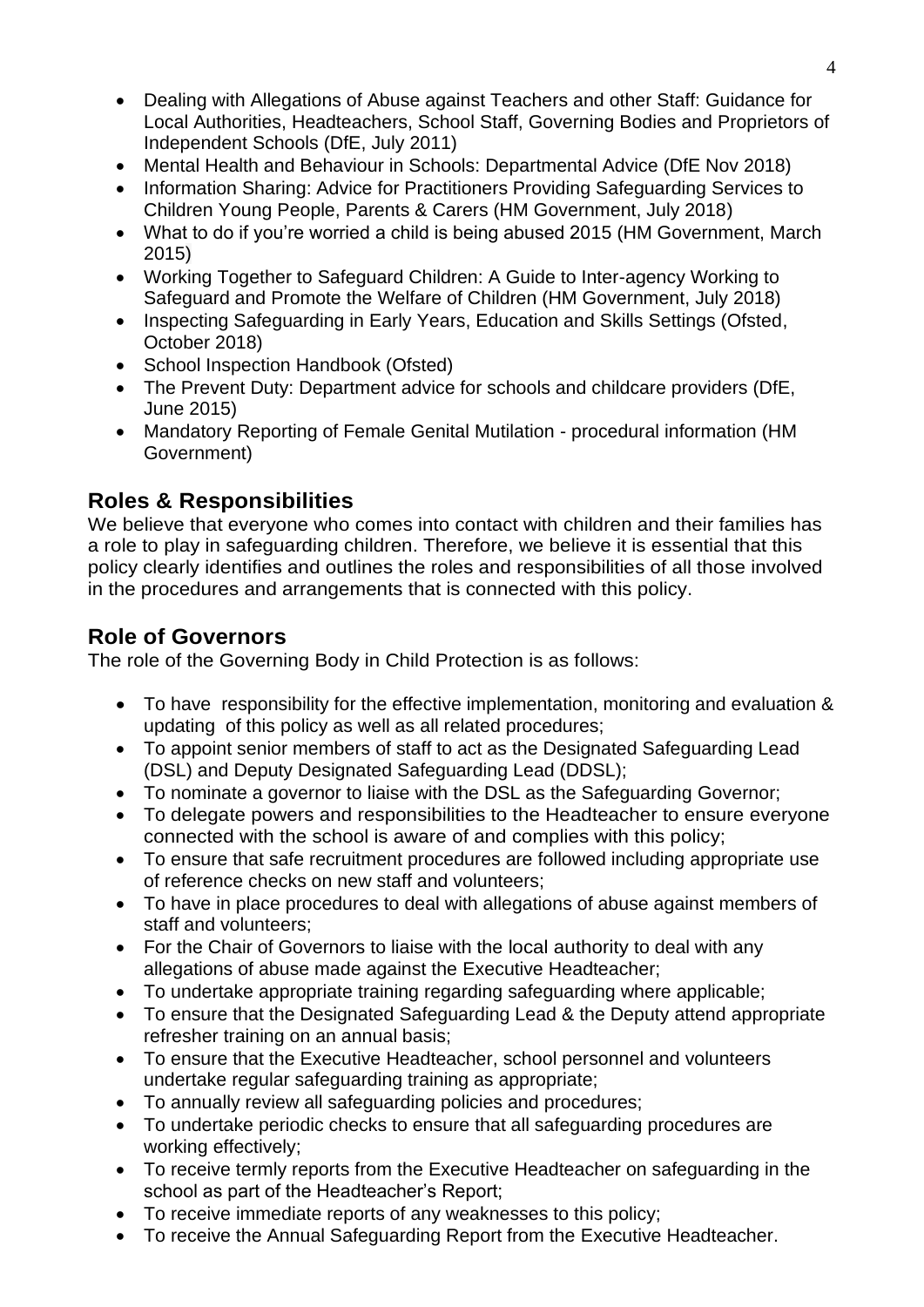- Dealing with Allegations of Abuse against Teachers and other Staff: Guidance for Local Authorities, Headteachers, School Staff, Governing Bodies and Proprietors of Independent Schools (DfE, July 2011)
- Mental Health and Behaviour in Schools: Departmental Advice (DfE Nov 2018)
- Information Sharing: Advice for Practitioners Providing Safeguarding Services to Children Young People, Parents & Carers (HM Government, July 2018)
- What to do if you're worried a child is being abused 2015 (HM Government, March 2015)
- Working Together to Safeguard Children: A Guide to Inter-agency Working to Safeguard and Promote the Welfare of Children (HM Government, July 2018)
- Inspecting Safeguarding in Early Years, Education and Skills Settings (Ofsted, October 2018)
- School Inspection Handbook (Ofsted)
- The Prevent Duty: Department advice for schools and childcare providers (DfE, June 2015)
- Mandatory Reporting of Female Genital Mutilation - procedural information (HM Government)

## Roles & Responsibilities

We believe that everyone who comes into contact with children and their families has a role to play in safeguarding children. Therefore, we believe it is essential that this policy clearly identifies and outlines the roles and responsibilities of all those involved in the procedures and arrangements that is connected with this policy.

## Role of Governors

The role of the Governing Body in Child Protection is as follows:

- To have responsibility for the effective implementation, monitoring and evaluation & updating of this policy as well as all related procedures;
- To appoint senior members of staff to act as the Designated Safeguarding Lead (DSL) and Deputy Designated Safeguarding Lead (DDSL);
- To nominate a governor to liaise with the DSL as the Safeguarding Governor;
- To delegate powers and responsibilities to the Headteacher to ensure everyone connected with the school is aware of and complies with this policy;
- To ensure that safe recruitment procedures are followed including appropriate use of reference checks on new staff and volunteers;
- To have in place procedures to deal with allegations of abuse against members of staff and volunteers;
- For the Chair of Governors to liaise with the local authority to deal with any allegations of abuse made against the Executive Headteacher;
- To undertake appropriate training regarding safeguarding where applicable;
- To ensure that the Designated Safeguarding Lead & the Deputy attend appropriate refresher training on an annual basis;
- To ensure that the Executive Headteacher, school personnel and volunteers undertake regular safeguarding training as appropriate;
- To annually review all safeguarding policies and procedures;
- To undertake periodic checks to ensure that all safeguarding procedures are working effectively;
- To receive termly reports from the Executive Headteacher on safeguarding in the school as part of the Headteacher's Report;
- To receive immediate reports of any weaknesses to this policy;
- To receive the Annual Safeguarding Report from the Executive Headteacher.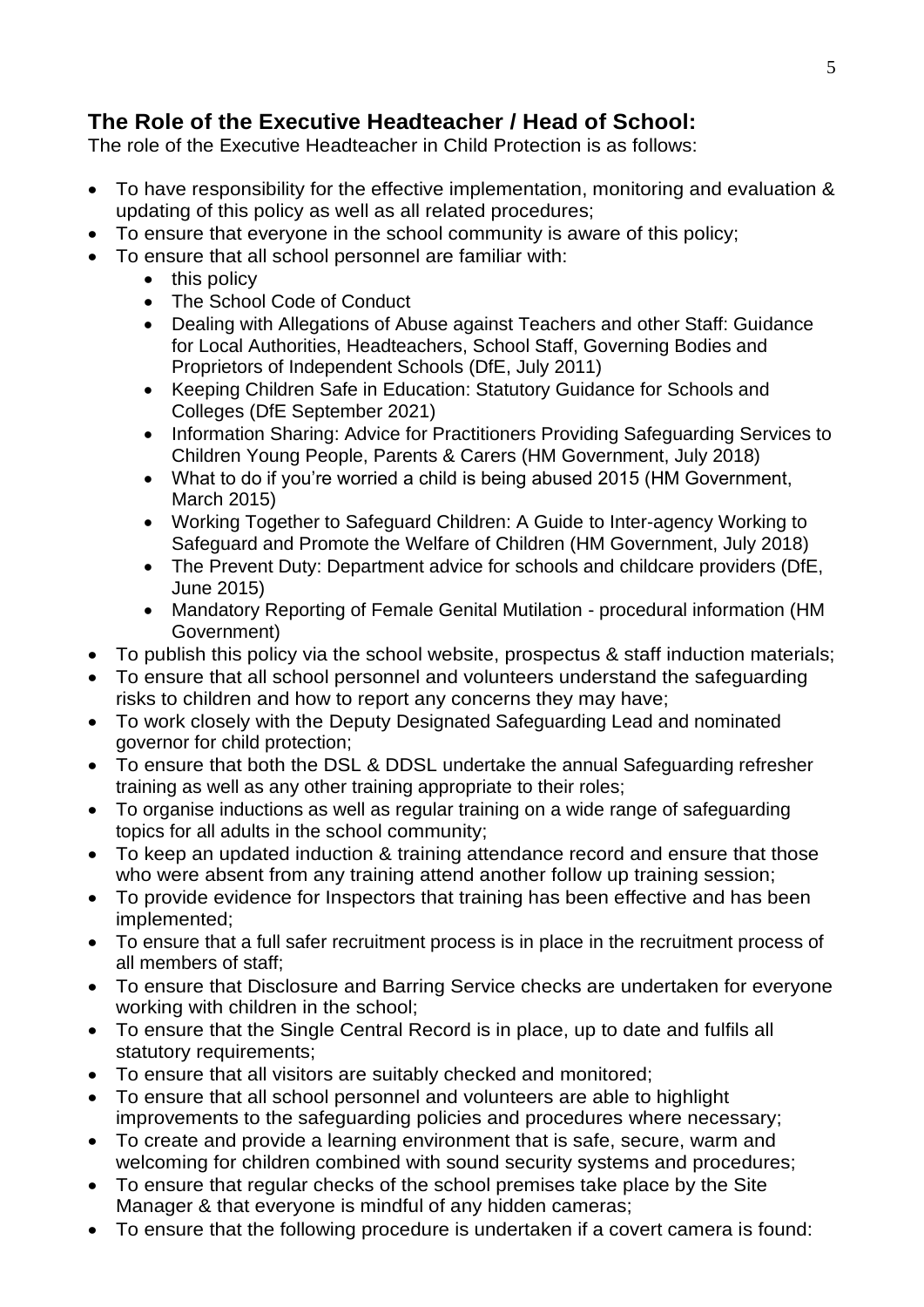## The Role of the Executive Headteacher / Head of School:

The role of the Executive Headteacher in Child Protection is as follows:

- To have responsibility for the effective implementation, monitoring and evaluation & updating of this policy as well as all related procedures;
- To ensure that everyone in the school community is aware of this policy;
- To ensure that all school personnel are familiar with:
  - this policy
  - The School Code of Conduct
  - Dealing with Allegations of Abuse against Teachers and other Staff: Guidance for Local Authorities, Headteachers, School Staff, Governing Bodies and Proprietors of Independent Schools (DfE, July 2011)
  - Keeping Children Safe in Education: Statutory Guidance for Schools and Colleges (DfE September 2021)
  - Information Sharing: Advice for Practitioners Providing Safeguarding Services to Children Young People, Parents & Carers (HM Government, July 2018)
  - What to do if you're worried a child is being abused 2015 (HM Government, March 2015)
  - Working Together to Safeguard Children: A Guide to Inter-agency Working to Safeguard and Promote the Welfare of Children (HM Government, July 2018)
  - The Prevent Duty: Department advice for schools and childcare providers (DfE, June 2015)
  - Mandatory Reporting of Female Genital Mutilation - procedural information (HM Government)
- To publish this policy via the school website, prospectus & staff induction materials;
- To ensure that all school personnel and volunteers understand the safeguarding risks to children and how to report any concerns they may have;
- To work closely with the Deputy Designated Safeguarding Lead and nominated governor for child protection;
- To ensure that both the DSL & DDSL undertake the annual Safeguarding refresher training as well as any other training appropriate to their roles;
- To organise inductions as well as regular training on a wide range of safeguarding topics for all adults in the school community;
- To keep an updated induction & training attendance record and ensure that those who were absent from any training attend another follow up training session;
- To provide evidence for Inspectors that training has been effective and has been implemented;
- To ensure that a full safer recruitment process is in place in the recruitment process of all members of staff;
- To ensure that Disclosure and Barring Service checks are undertaken for everyone working with children in the school;
- To ensure that the Single Central Record is in place, up to date and fulfils all statutory requirements;
- To ensure that all visitors are suitably checked and monitored;
- To ensure that all school personnel and volunteers are able to highlight improvements to the safeguarding policies and procedures where necessary;
- To create and provide a learning environment that is safe, secure, warm and welcoming for children combined with sound security systems and procedures;
- To ensure that regular checks of the school premises take place by the Site Manager & that everyone is mindful of any hidden cameras;
- To ensure that the following procedure is undertaken if a covert camera is found: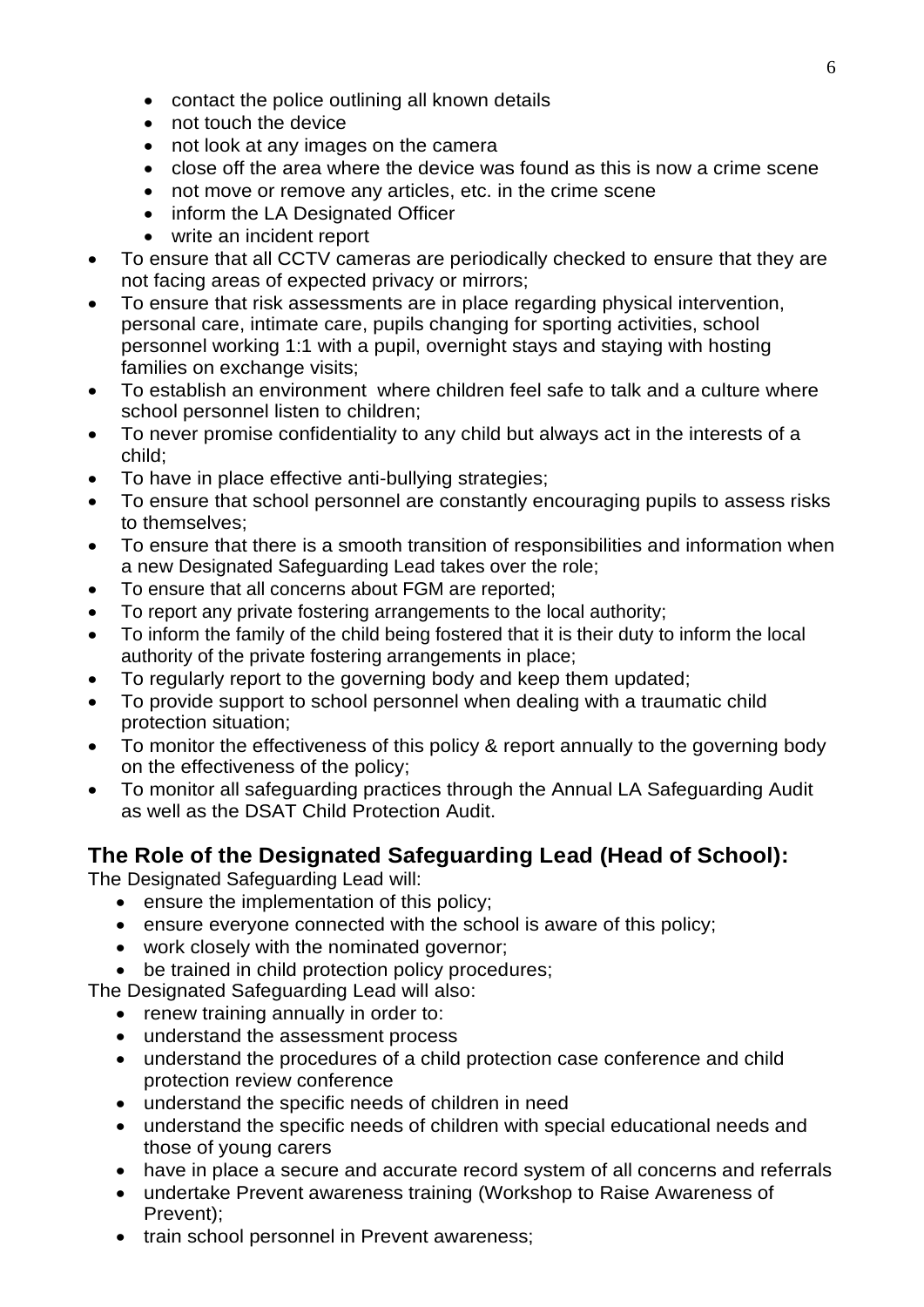- contact the police outlining all known details
    - not touch the device
    - not look at any images on the camera
    - close off the area where the device was found as this is now a crime scene
    - not move or remove any articles, etc. in the crime scene
    - inform the LA Designated Officer
    - write an incident report
- To ensure that all CCTV cameras are periodically checked to ensure that they are not facing areas of expected privacy or mirrors;
- To ensure that risk assessments are in place regarding physical intervention, personal care, intimate care, pupils changing for sporting activities, school personnel working 1:1 with a pupil, overnight stays and staying with hosting families on exchange visits;
- To establish an environment where children feel safe to talk and a culture where school personnel listen to children;
- To never promise confidentiality to any child but always act in the interests of a child;
- To have in place effective anti-bullying strategies;
- To ensure that school personnel are constantly encouraging pupils to assess risks to themselves;
- To ensure that there is a smooth transition of responsibilities and information when a new Designated Safeguarding Lead takes over the role;
- To ensure that all concerns about FGM are reported;
- To report any private fostering arrangements to the local authority;
- To inform the family of the child being fostered that it is their duty to inform the local authority of the private fostering arrangements in place;
- To regularly report to the governing body and keep them updated;
- To provide support to school personnel when dealing with a traumatic child protection situation;
- To monitor the effectiveness of this policy & report annually to the governing body on the effectiveness of the policy;
- To monitor all safeguarding practices through the Annual LA Safeguarding Audit as well as the DSAT Child Protection Audit.

## The Role of the Designated Safeguarding Lead (Head of School):

The Designated Safeguarding Lead will:

- ensure the implementation of this policy;
- ensure everyone connected with the school is aware of this policy;
- work closely with the nominated governor;
- be trained in child protection policy procedures;

The Designated Safeguarding Lead will also:

- renew training annually in order to:
- understand the assessment process
- understand the procedures of a child protection case conference and child protection review conference
- understand the specific needs of children in need
- understand the specific needs of children with special educational needs and those of young carers
- have in place a secure and accurate record system of all concerns and referrals
- undertake Prevent awareness training (Workshop to Raise Awareness of Prevent);
- train school personnel in Prevent awareness;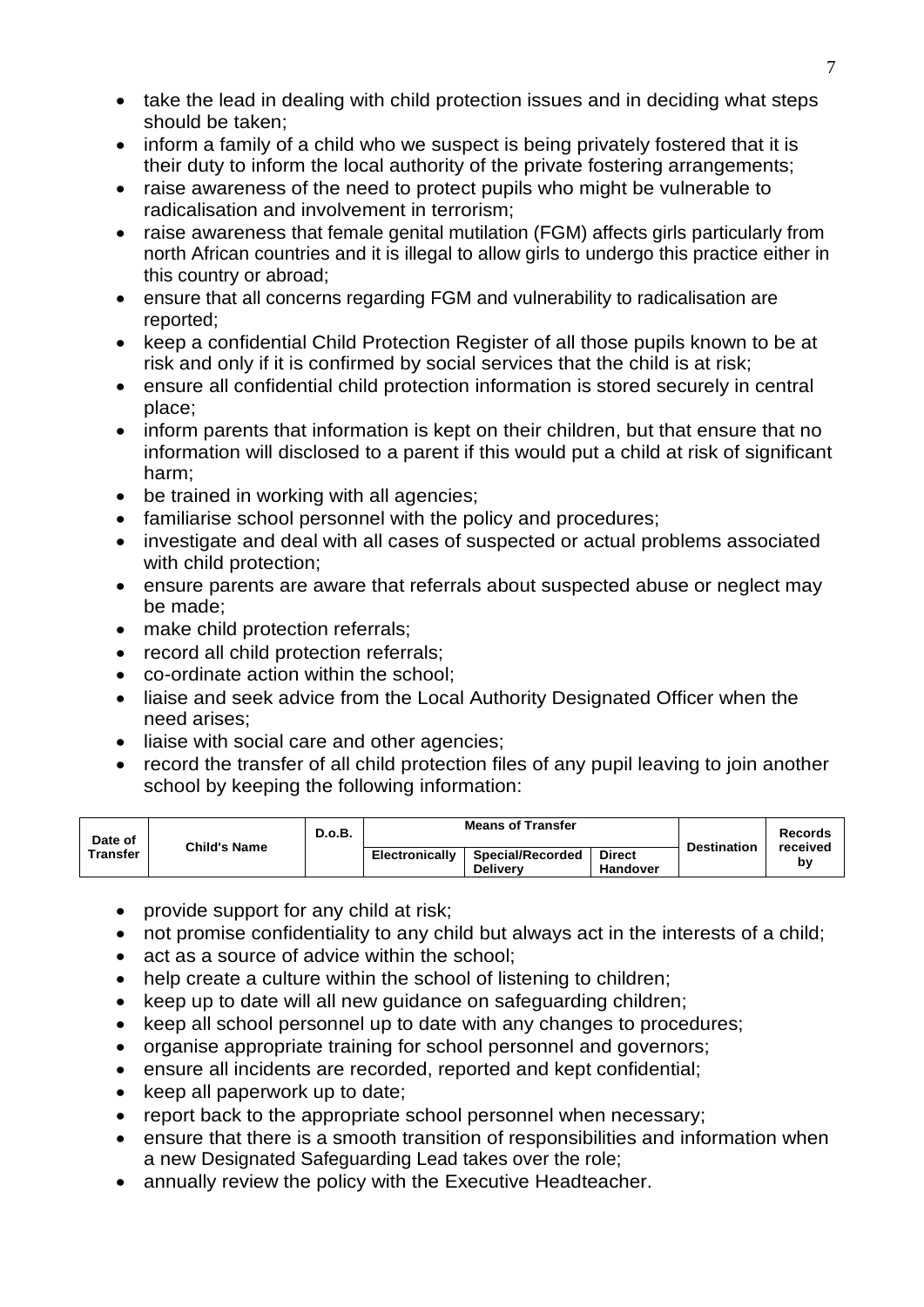- take the lead in dealing with child protection issues and in deciding what steps should be taken;
- inform a family of a child who we suspect is being privately fostered that it is their duty to inform the local authority of the private fostering arrangements;
- raise awareness of the need to protect pupils who might be vulnerable to radicalisation and involvement in terrorism;
- raise awareness that female genital mutilation (FGM) affects girls particularly from north African countries and it is illegal to allow girls to undergo this practice either in this country or abroad;
- ensure that all concerns regarding FGM and vulnerability to radicalisation are reported;
- keep a confidential Child Protection Register of all those pupils known to be at risk and only if it is confirmed by social services that the child is at risk;
- ensure all confidential child protection information is stored securely in central place;
- inform parents that information is kept on their children, but that ensure that no information will disclosed to a parent if this would put a child at risk of significant harm;
- be trained in working with all agencies;
- familiarise school personnel with the policy and procedures;
- investigate and deal with all cases of suspected or actual problems associated with child protection;
- ensure parents are aware that referrals about suspected abuse or neglect may be made;
- make child protection referrals;
- record all child protection referrals;
- co-ordinate action within the school;
- liaise and seek advice from the Local Authority Designated Officer when the need arises;
- liaise with social care and other agencies;
- record the transfer of all child protection files of any pupil leaving to join another school by keeping the following information:

| Date of Transfer | Child's Name | D.o.B. | Means of Transfer | | | Destination | Records received by |
|---|---|---|---|---|---|---|---|
| | | | Electronically | Special/Recorded Delivery | Direct Handover | | |

- provide support for any child at risk;
- not promise confidentiality to any child but always act in the interests of a child;
- act as a source of advice within the school;
- help create a culture within the school of listening to children;
- keep up to date will all new guidance on safeguarding children;
- keep all school personnel up to date with any changes to procedures;
- organise appropriate training for school personnel and governors;
- ensure all incidents are recorded, reported and kept confidential;
- keep all paperwork up to date;
- report back to the appropriate school personnel when necessary;
- ensure that there is a smooth transition of responsibilities and information when a new Designated Safeguarding Lead takes over the role;
- annually review the policy with the Executive Headteacher.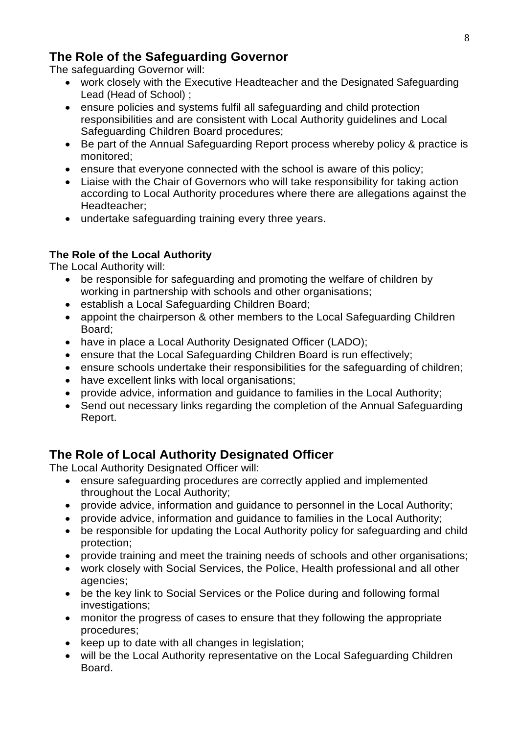## The Role of the Safeguarding Governor

The safeguarding Governor will:

- work closely with the Executive Headteacher and the Designated Safeguarding Lead (Head of School) ;
- ensure policies and systems fulfil all safeguarding and child protection responsibilities and are consistent with Local Authority guidelines and Local Safeguarding Children Board procedures;
- Be part of the Annual Safeguarding Report process whereby policy & practice is monitored;
- ensure that everyone connected with the school is aware of this policy;
- Liaise with the Chair of Governors who will take responsibility for taking action according to Local Authority procedures where there are allegations against the Headteacher;
- undertake safeguarding training every three years.

### The Role of the Local Authority

The Local Authority will:

- be responsible for safeguarding and promoting the welfare of children by working in partnership with schools and other organisations;
- establish a Local Safeguarding Children Board;
- appoint the chairperson & other members to the Local Safeguarding Children Board;
- have in place a Local Authority Designated Officer (LADO);
- ensure that the Local Safeguarding Children Board is run effectively;
- ensure schools undertake their responsibilities for the safeguarding of children;
- have excellent links with local organisations;
- provide advice, information and guidance to families in the Local Authority;
- Send out necessary links regarding the completion of the Annual Safeguarding Report.

## The Role of Local Authority Designated Officer

The Local Authority Designated Officer will:

- ensure safeguarding procedures are correctly applied and implemented throughout the Local Authority;
- provide advice, information and guidance to personnel in the Local Authority;
- provide advice, information and guidance to families in the Local Authority;
- be responsible for updating the Local Authority policy for safeguarding and child protection;
- provide training and meet the training needs of schools and other organisations;
- work closely with Social Services, the Police, Health professional and all other agencies;
- be the key link to Social Services or the Police during and following formal investigations;
- monitor the progress of cases to ensure that they following the appropriate procedures;
- keep up to date with all changes in legislation;
- will be the Local Authority representative on the Local Safeguarding Children Board.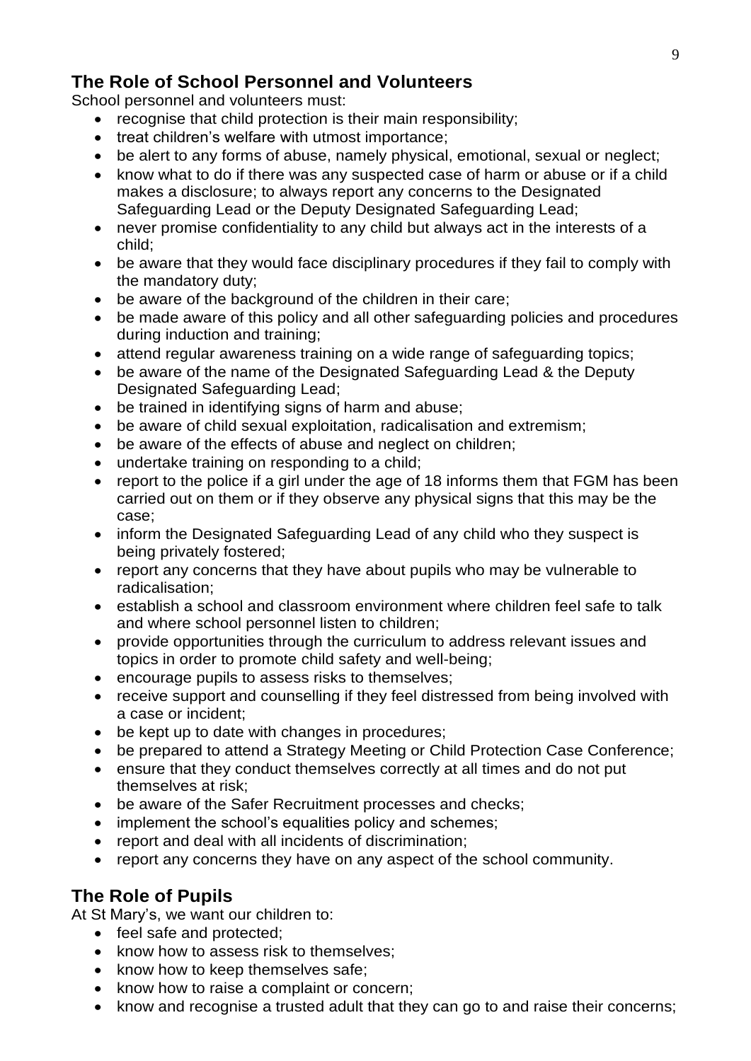## The Role of School Personnel and Volunteers

School personnel and volunteers must:

- recognise that child protection is their main responsibility;
- treat children's welfare with utmost importance;
- be alert to any forms of abuse, namely physical, emotional, sexual or neglect;
- know what to do if there was any suspected case of harm or abuse or if a child makes a disclosure; to always report any concerns to the Designated Safeguarding Lead or the Deputy Designated Safeguarding Lead;
- never promise confidentiality to any child but always act in the interests of a child;
- be aware that they would face disciplinary procedures if they fail to comply with the mandatory duty;
- be aware of the background of the children in their care;
- be made aware of this policy and all other safeguarding policies and procedures during induction and training;
- attend regular awareness training on a wide range of safeguarding topics;
- be aware of the name of the Designated Safeguarding Lead & the Deputy Designated Safeguarding Lead;
- be trained in identifying signs of harm and abuse;
- be aware of child sexual exploitation, radicalisation and extremism;
- be aware of the effects of abuse and neglect on children;
- undertake training on responding to a child;
- report to the police if a girl under the age of 18 informs them that FGM has been carried out on them or if they observe any physical signs that this may be the case;
- inform the Designated Safeguarding Lead of any child who they suspect is being privately fostered;
- report any concerns that they have about pupils who may be vulnerable to radicalisation;
- establish a school and classroom environment where children feel safe to talk and where school personnel listen to children;
- provide opportunities through the curriculum to address relevant issues and topics in order to promote child safety and well-being;
- encourage pupils to assess risks to themselves;
- receive support and counselling if they feel distressed from being involved with a case or incident;
- be kept up to date with changes in procedures;
- be prepared to attend a Strategy Meeting or Child Protection Case Conference;
- ensure that they conduct themselves correctly at all times and do not put themselves at risk;
- be aware of the Safer Recruitment processes and checks;
- implement the school's equalities policy and schemes;
- report and deal with all incidents of discrimination;
- report any concerns they have on any aspect of the school community.

## The Role of Pupils

At St Mary's, we want our children to:

- feel safe and protected;
- know how to assess risk to themselves;
- know how to keep themselves safe;
- know how to raise a complaint or concern;
- know and recognise a trusted adult that they can go to and raise their concerns;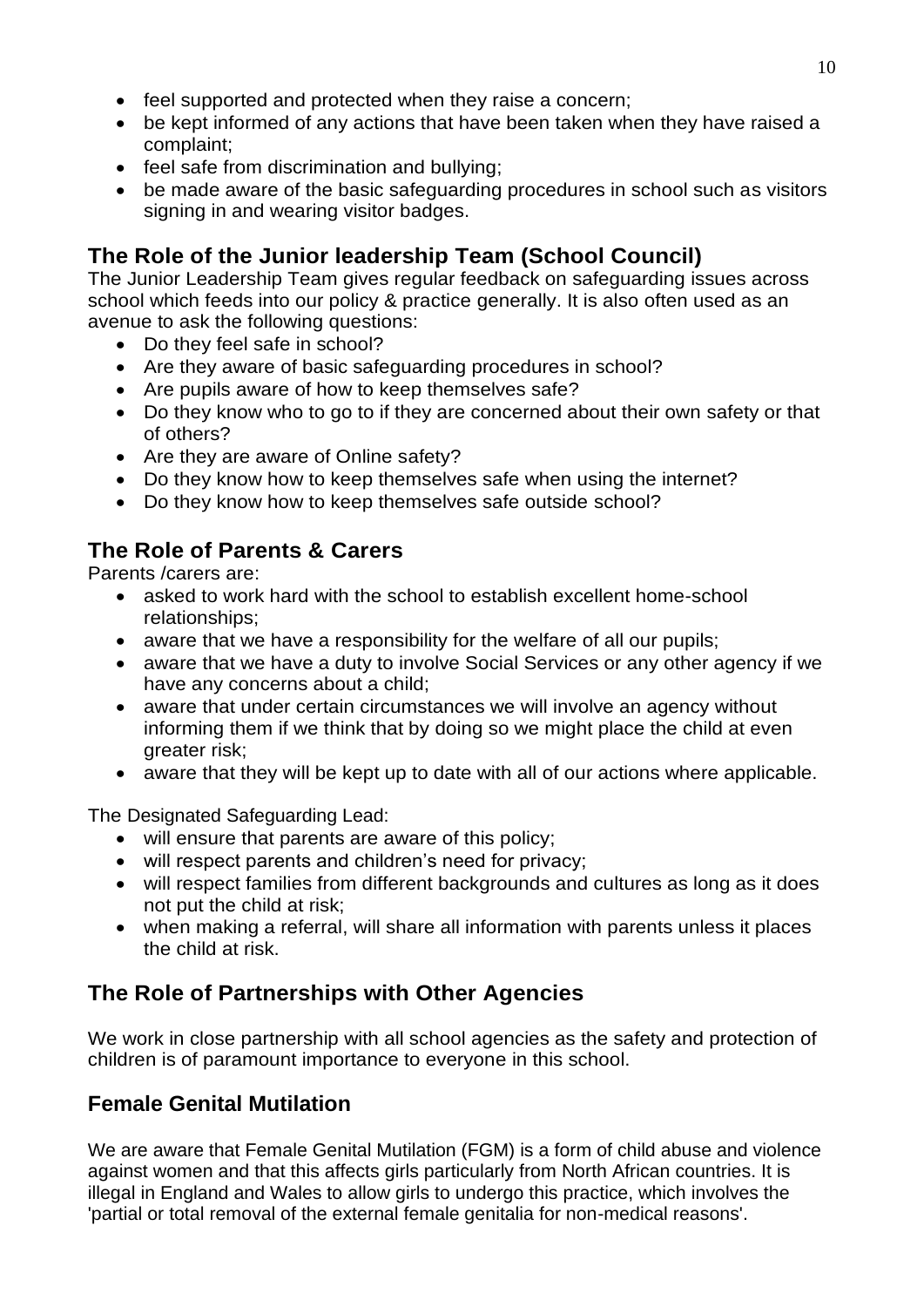- feel supported and protected when they raise a concern;
- be kept informed of any actions that have been taken when they have raised a complaint;
- feel safe from discrimination and bullying;
- be made aware of the basic safeguarding procedures in school such as visitors signing in and wearing visitor badges.

## The Role of the Junior leadership Team (School Council)

The Junior Leadership Team gives regular feedback on safeguarding issues across school which feeds into our policy & practice generally. It is also often used as an avenue to ask the following questions:

- Do they feel safe in school?
- Are they aware of basic safeguarding procedures in school?
- Are pupils aware of how to keep themselves safe?
- Do they know who to go to if they are concerned about their own safety or that of others?
- Are they are aware of Online safety?
- Do they know how to keep themselves safe when using the internet?
- Do they know how to keep themselves safe outside school?

## The Role of Parents & Carers

Parents /carers are:

- asked to work hard with the school to establish excellent home-school relationships;
- aware that we have a responsibility for the welfare of all our pupils;
- aware that we have a duty to involve Social Services or any other agency if we have any concerns about a child;
- aware that under certain circumstances we will involve an agency without informing them if we think that by doing so we might place the child at even greater risk;
- aware that they will be kept up to date with all of our actions where applicable.

The Designated Safeguarding Lead:

- will ensure that parents are aware of this policy;
- will respect parents and children's need for privacy;
- will respect families from different backgrounds and cultures as long as it does not put the child at risk;
- when making a referral, will share all information with parents unless it places the child at risk.

## The Role of Partnerships with Other Agencies

We work in close partnership with all school agencies as the safety and protection of children is of paramount importance to everyone in this school.

## Female Genital Mutilation

We are aware that Female Genital Mutilation (FGM) is a form of child abuse and violence against women and that this affects girls particularly from North African countries. It is illegal in England and Wales to allow girls to undergo this practice, which involves the 'partial or total removal of the external female genitalia for non-medical reasons'.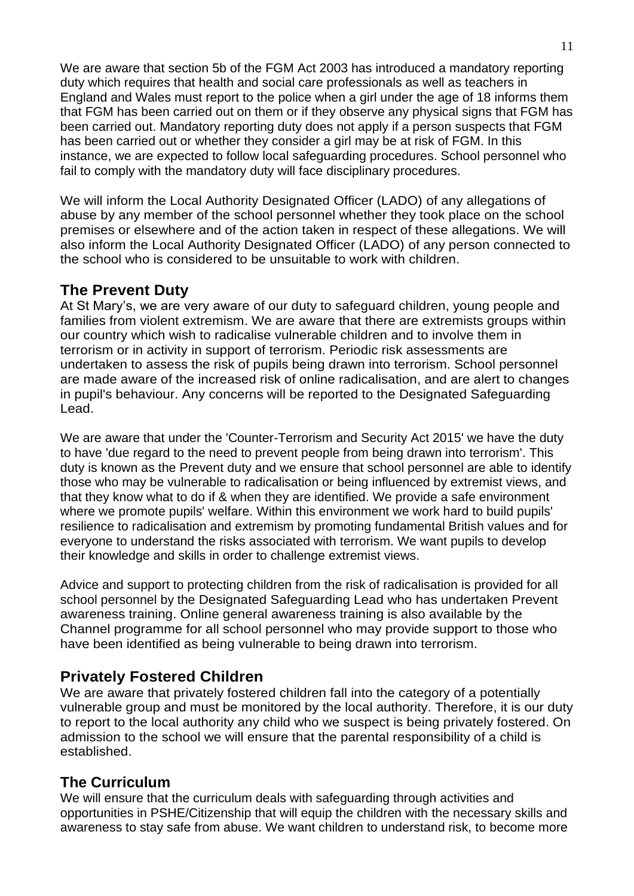We are aware that section 5b of the FGM Act 2003 has introduced a mandatory reporting duty which requires that health and social care professionals as well as teachers in England and Wales must report to the police when a girl under the age of 18 informs them that FGM has been carried out on them or if they observe any physical signs that FGM has been carried out. Mandatory reporting duty does not apply if a person suspects that FGM has been carried out or whether they consider a girl may be at risk of FGM. In this instance, we are expected to follow local safeguarding procedures. School personnel who fail to comply with the mandatory duty will face disciplinary procedures.

We will inform the Local Authority Designated Officer (LADO) of any allegations of abuse by any member of the school personnel whether they took place on the school premises or elsewhere and of the action taken in respect of these allegations. We will also inform the Local Authority Designated Officer (LADO) of any person connected to the school who is considered to be unsuitable to work with children.

## The Prevent Duty

At St Mary's, we are very aware of our duty to safeguard children, young people and families from violent extremism. We are aware that there are extremists groups within our country which wish to radicalise vulnerable children and to involve them in terrorism or in activity in support of terrorism. Periodic risk assessments are undertaken to assess the risk of pupils being drawn into terrorism. School personnel are made aware of the increased risk of online radicalisation, and are alert to changes in pupil's behaviour. Any concerns will be reported to the Designated Safeguarding Lead.

We are aware that under the 'Counter-Terrorism and Security Act 2015' we have the duty to have 'due regard to the need to prevent people from being drawn into terrorism'. This duty is known as the Prevent duty and we ensure that school personnel are able to identify those who may be vulnerable to radicalisation or being influenced by extremist views, and that they know what to do if & when they are identified. We provide a safe environment where we promote pupils' welfare. Within this environment we work hard to build pupils' resilience to radicalisation and extremism by promoting fundamental British values and for everyone to understand the risks associated with terrorism. We want pupils to develop their knowledge and skills in order to challenge extremist views.

Advice and support to protecting children from the risk of radicalisation is provided for all school personnel by the Designated Safeguarding Lead who has undertaken Prevent awareness training. Online general awareness training is also available by the Channel programme for all school personnel who may provide support to those who have been identified as being vulnerable to being drawn into terrorism.

## Privately Fostered Children

We are aware that privately fostered children fall into the category of a potentially vulnerable group and must be monitored by the local authority. Therefore, it is our duty to report to the local authority any child who we suspect is being privately fostered. On admission to the school we will ensure that the parental responsibility of a child is established.

## The Curriculum

We will ensure that the curriculum deals with safeguarding through activities and opportunities in PSHE/Citizenship that will equip the children with the necessary skills and awareness to stay safe from abuse. We want children to understand risk, to become more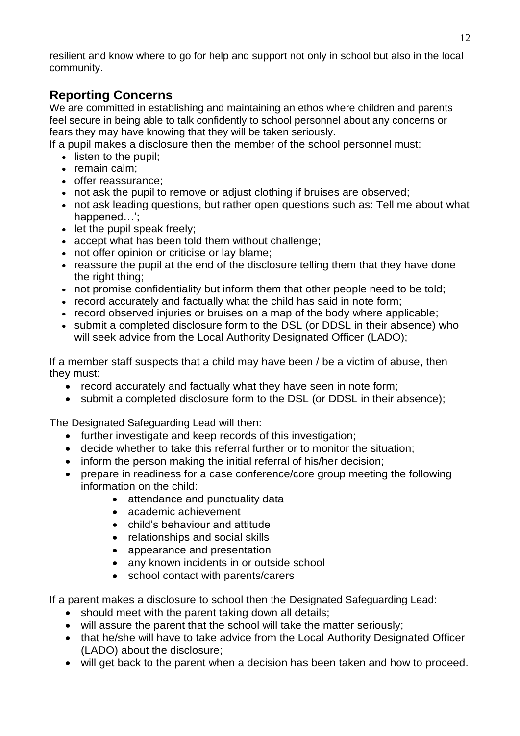resilient and know where to go for help and support not only in school but also in the local community.

## Reporting Concerns

We are committed in establishing and maintaining an ethos where children and parents feel secure in being able to talk confidently to school personnel about any concerns or fears they may have knowing that they will be taken seriously.

If a pupil makes a disclosure then the member of the school personnel must:

- listen to the pupil;
- remain calm;
- offer reassurance;
- not ask the pupil to remove or adjust clothing if bruises are observed;
- not ask leading questions, but rather open questions such as: Tell me about what happened…';
- let the pupil speak freely;
- accept what has been told them without challenge;
- not offer opinion or criticise or lay blame;
- reassure the pupil at the end of the disclosure telling them that they have done the right thing;
- not promise confidentiality but inform them that other people need to be told;
- record accurately and factually what the child has said in note form;
- record observed injuries or bruises on a map of the body where applicable;
- submit a completed disclosure form to the DSL (or DDSL in their absence) who will seek advice from the Local Authority Designated Officer (LADO);

If a member staff suspects that a child may have been / be a victim of abuse, then they must:

- record accurately and factually what they have seen in note form;
- submit a completed disclosure form to the DSL (or DDSL in their absence);

The Designated Safeguarding Lead will then:

- further investigate and keep records of this investigation;
- decide whether to take this referral further or to monitor the situation;
- inform the person making the initial referral of his/her decision;
- prepare in readiness for a case conference/core group meeting the following information on the child:
    - attendance and punctuality data
    - academic achievement
    - child's behaviour and attitude
    - relationships and social skills
    - appearance and presentation
    - any known incidents in or outside school
    - school contact with parents/carers

If a parent makes a disclosure to school then the Designated Safeguarding Lead:

- should meet with the parent taking down all details;
- will assure the parent that the school will take the matter seriously;
- that he/she will have to take advice from the Local Authority Designated Officer (LADO) about the disclosure;
- will get back to the parent when a decision has been taken and how to proceed.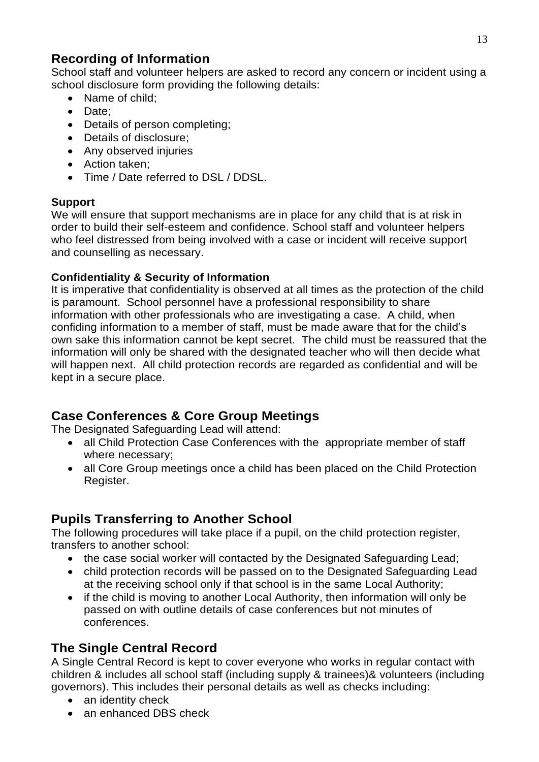## Recording of Information

School staff and volunteer helpers are asked to record any concern or incident using a school disclosure form providing the following details:

- Name of child;
- Date;
- Details of person completing;
- Details of disclosure;
- Any observed injuries
- Action taken;
- Time / Date referred to DSL / DDSL.

### Support

We will ensure that support mechanisms are in place for any child that is at risk in order to build their self-esteem and confidence. School staff and volunteer helpers who feel distressed from being involved with a case or incident will receive support and counselling as necessary.

### Confidentiality & Security of Information

It is imperative that confidentiality is observed at all times as the protection of the child is paramount. School personnel have a professional responsibility to share information with other professionals who are investigating a case. A child, when confiding information to a member of staff, must be made aware that for the child's own sake this information cannot be kept secret. The child must be reassured that the information will only be shared with the designated teacher who will then decide what will happen next. All child protection records are regarded as confidential and will be kept in a secure place.

## Case Conferences & Core Group Meetings

The Designated Safeguarding Lead will attend:

- all Child Protection Case Conferences with the appropriate member of staff where necessary;
- all Core Group meetings once a child has been placed on the Child Protection Register.

## Pupils Transferring to Another School

The following procedures will take place if a pupil, on the child protection register, transfers to another school:

- the case social worker will contacted by the Designated Safeguarding Lead;
- child protection records will be passed on to the Designated Safeguarding Lead at the receiving school only if that school is in the same Local Authority;
- if the child is moving to another Local Authority, then information will only be passed on with outline details of case conferences but not minutes of conferences.

## The Single Central Record

A Single Central Record is kept to cover everyone who works in regular contact with children & includes all school staff (including supply & trainees)& volunteers (including governors). This includes their personal details as well as checks including:

- an identity check
- an enhanced DBS check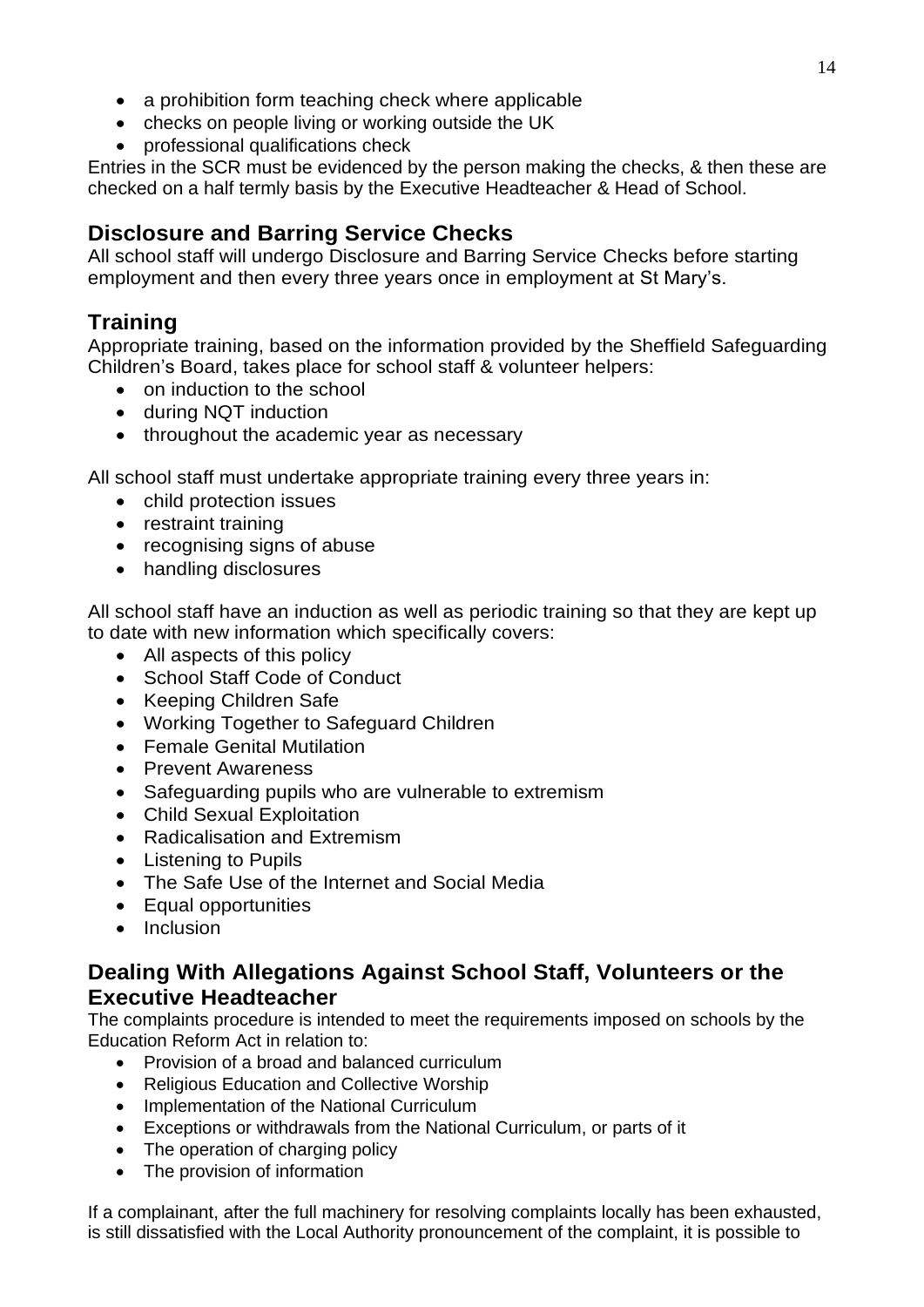- a prohibition form teaching check where applicable
- checks on people living or working outside the UK
- professional qualifications check

Entries in the SCR must be evidenced by the person making the checks, & then these are checked on a half termly basis by the Executive Headteacher & Head of School.

## Disclosure and Barring Service Checks

All school staff will undergo Disclosure and Barring Service Checks before starting employment and then every three years once in employment at St Mary's.

## Training

Appropriate training, based on the information provided by the Sheffield Safeguarding Children's Board, takes place for school staff & volunteer helpers:

- on induction to the school
- during NQT induction
- throughout the academic year as necessary

All school staff must undertake appropriate training every three years in:

- child protection issues
- restraint training
- recognising signs of abuse
- handling disclosures

All school staff have an induction as well as periodic training so that they are kept up to date with new information which specifically covers:

- All aspects of this policy
- School Staff Code of Conduct
- Keeping Children Safe
- Working Together to Safeguard Children
- Female Genital Mutilation
- Prevent Awareness
- Safeguarding pupils who are vulnerable to extremism
- Child Sexual Exploitation
- Radicalisation and Extremism
- Listening to Pupils
- The Safe Use of the Internet and Social Media
- Equal opportunities
- Inclusion

## Dealing With Allegations Against School Staff, Volunteers or the Executive Headteacher

The complaints procedure is intended to meet the requirements imposed on schools by the Education Reform Act in relation to:

- Provision of a broad and balanced curriculum
- Religious Education and Collective Worship
- Implementation of the National Curriculum
- Exceptions or withdrawals from the National Curriculum, or parts of it
- The operation of charging policy
- The provision of information

If a complainant, after the full machinery for resolving complaints locally has been exhausted, is still dissatisfied with the Local Authority pronouncement of the complaint, it is possible to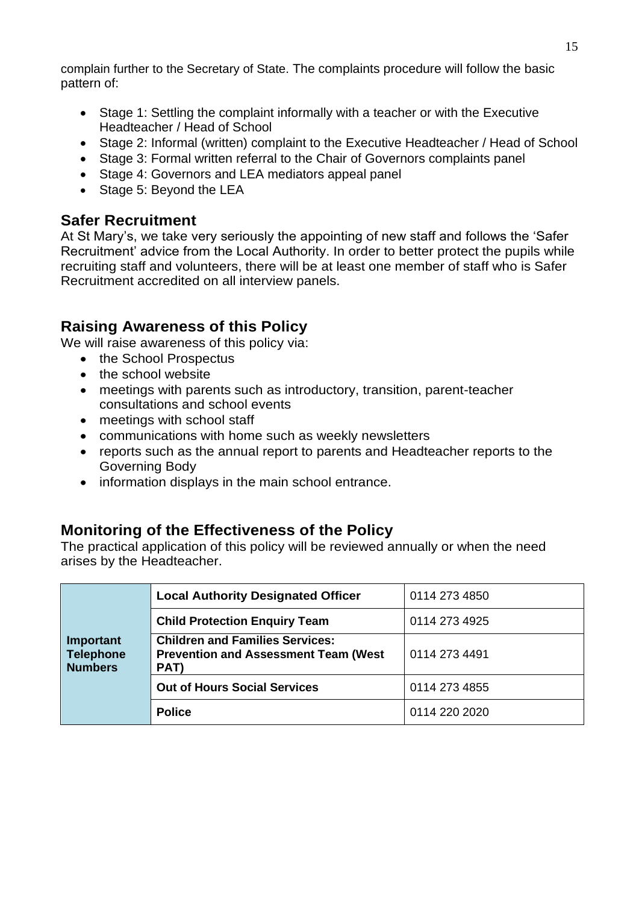complain further to the Secretary of State. The complaints procedure will follow the basic pattern of:

- Stage 1: Settling the complaint informally with a teacher or with the Executive Headteacher / Head of School
- Stage 2: Informal (written) complaint to the Executive Headteacher / Head of School
- Stage 3: Formal written referral to the Chair of Governors complaints panel
- Stage 4: Governors and LEA mediators appeal panel
- Stage 5: Beyond the LEA

## Safer Recruitment

At St Mary's, we take very seriously the appointing of new staff and follows the 'Safer Recruitment' advice from the Local Authority. In order to better protect the pupils while recruiting staff and volunteers, there will be at least one member of staff who is Safer Recruitment accredited on all interview panels.

## Raising Awareness of this Policy

We will raise awareness of this policy via:

- the School Prospectus
- the school website
- meetings with parents such as introductory, transition, parent-teacher consultations and school events
- meetings with school staff
- communications with home such as weekly newsletters
- reports such as the annual report to parents and Headteacher reports to the Governing Body
- information displays in the main school entrance.

## Monitoring of the Effectiveness of the Policy

The practical application of this policy will be reviewed annually or when the need arises by the Headteacher.

| | | |
|---|---|---|
| **Important Telephone Numbers** | **Local Authority Designated Officer** | 0114 273 4850 |
| | **Child Protection Enquiry Team** | 0114 273 4925 |
| | **Children and Families Services: Prevention and Assessment Team (West PAT)** | 0114 273 4491 |
| | **Out of Hours Social Services** | 0114 273 4855 |
| | **Police** | 0114 220 2020 |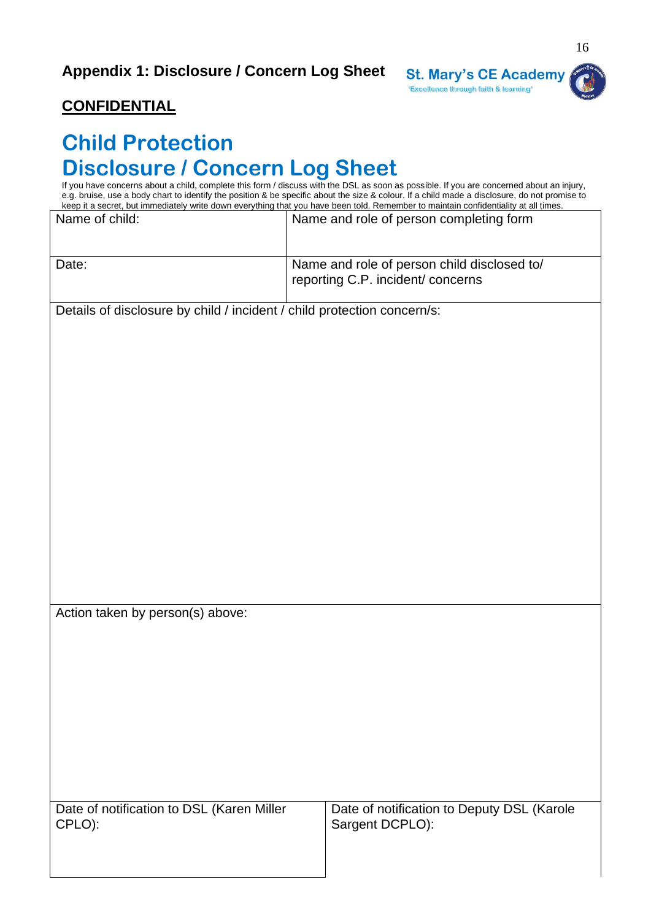**Appendix 1: Disclosure / Concern Log Sheet**

St. Mary's CE Academy
'Excellence through faith & learning'

**CONFIDENTIAL**

# Child Protection Disclosure / Concern Log Sheet

If you have concerns about a child, complete this form / discuss with the DSL as soon as possible. If you are concerned about an injury, e.g. bruise, use a body chart to identify the position & be specific about the size & colour. If a child made a disclosure, do not promise to keep it a secret, but immediately write down everything that you have been told. Remember to maintain confidentiality at all times.

| Name of child: | Name and role of person completing form |
|---|---|
| Date: | Name and role of person child disclosed to/ reporting C.P. incident/ concerns |
| Details of disclosure by child / incident / child protection concern/s: | |
| Action taken by person(s) above: | |
| Date of notification to DSL (Karen Miller CPLO): | Date of notification to Deputy DSL (Karole Sargent DCPLO): |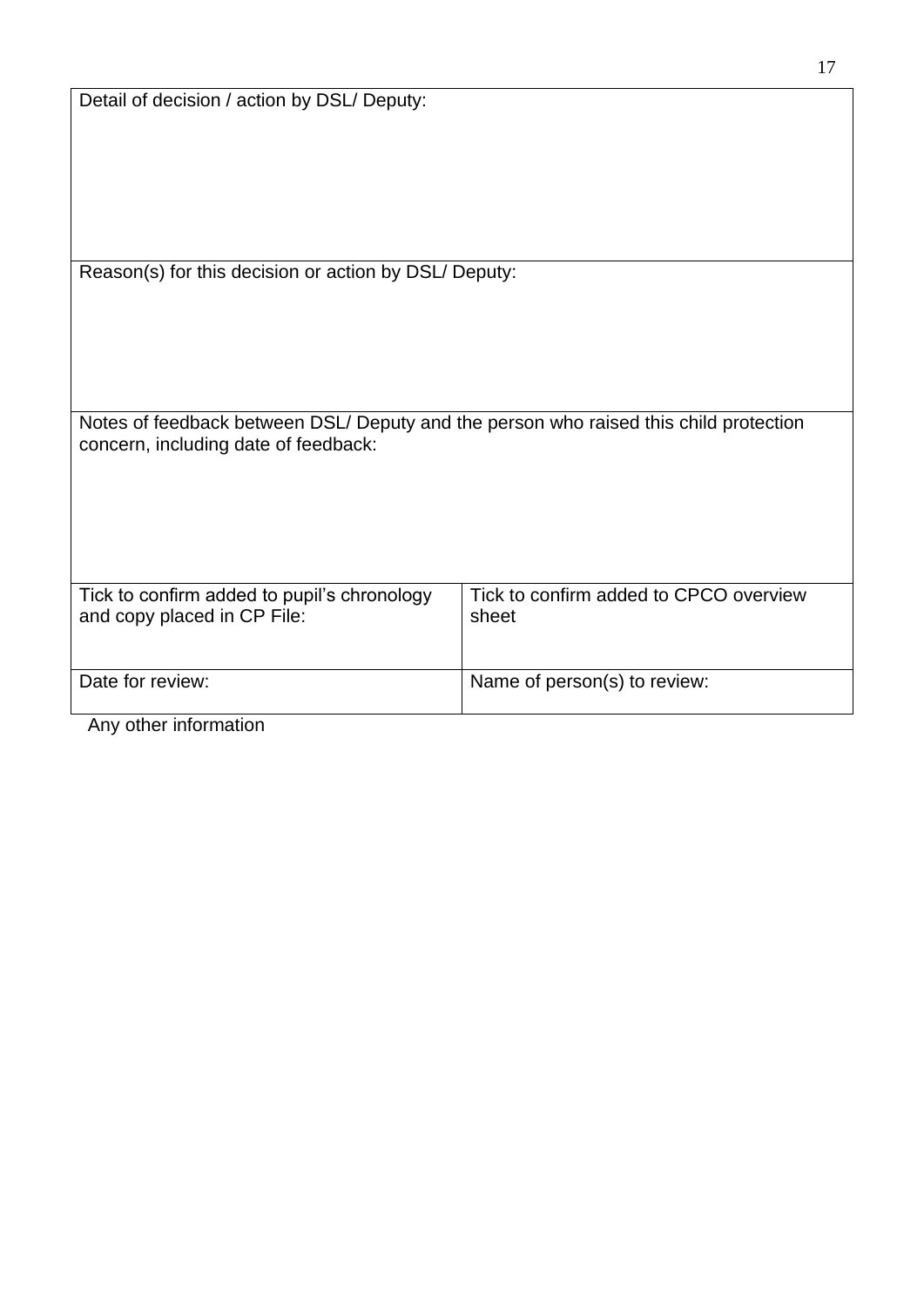| | |
|---|---|
| Detail of decision / action by DSL/ Deputy: | |
| Reason(s) for this decision or action by DSL/ Deputy: | |
| Notes of feedback between DSL/ Deputy and the person who raised this child protection concern, including date of feedback: | |
| Tick to confirm added to pupil's chronology and copy placed in CP File: | Tick to confirm added to CPCO overview sheet |
| Date for review: | Name of person(s) to review: |

Any other information